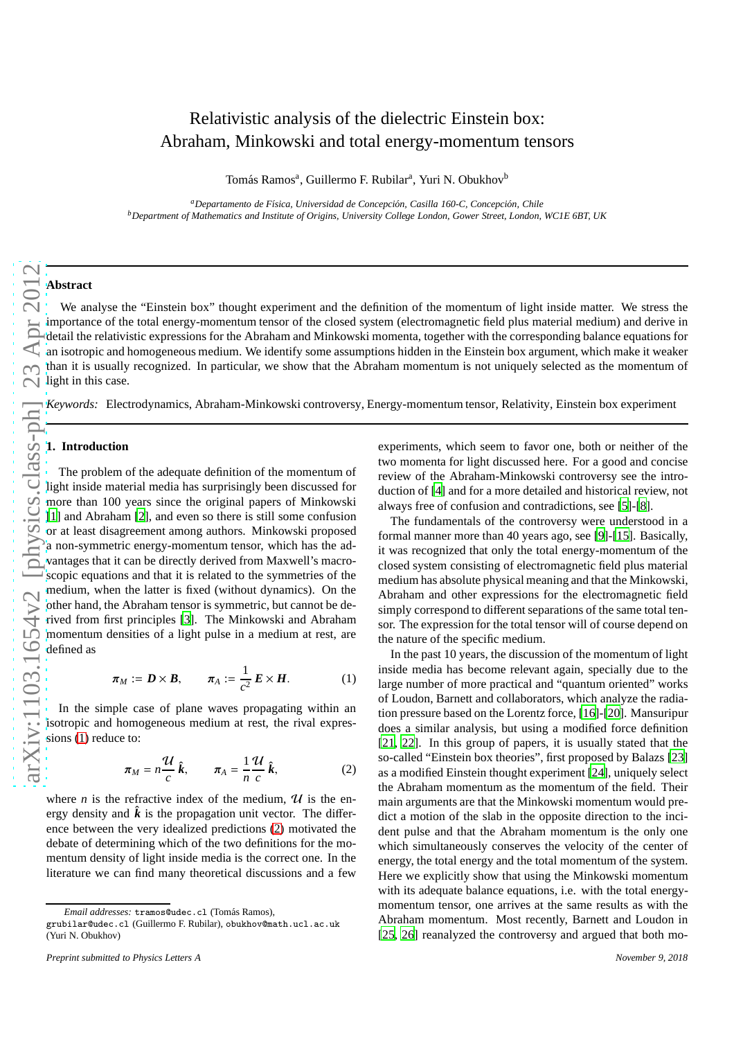# Relativistic analysis of the dielectric Einstein box: Abraham, Minkowski and total energy-momentum tensors

Tomás Ramos[a], Guillermo F. Rubilar[a], Yuri N. Obukhov[b]

[a]*Departamento de Física, Universidad de Concepción, Casilla 160-C, Concepción, Chile*
[b]*Department of Mathematics and Institute of Origins, University College London, Gower Street, London, WC1E 6BT, UK*

---

**Abstract**

We analyse the "Einstein box" thought experiment and the definition of the momentum of light inside matter. We stress the importance of the total energy-momentum tensor of the closed system (electromagnetic field plus material medium) and derive in detail the relativistic expressions for the Abraham and Minkowski momenta, together with the corresponding balance equations for an isotropic and homogeneous medium. We identify some assumptions hidden in the Einstein box argument, which make it weaker than it is usually recognized. In particular, we show that the Abraham momentum is not uniquely selected as the momentum of light in this case.

*Keywords:* Electrodynamics, Abraham-Minkowski controversy, Energy-momentum tensor, Relativity, Einstein box experiment

---

## 1. Introduction

The problem of the adequate definition of the momentum of light inside material media has surprisingly been discussed for more than 100 years since the original papers of Minkowski [1] and Abraham [2], and even so there is still some confusion or at least disagreement among authors. Minkowski proposed a non-symmetric energy-momentum tensor, which has the advantages that it can be directly derived from Maxwell's macroscopic equations and that it is related to the symmetries of the medium, when the latter is fixed (without dynamics). On the other hand, the Abraham tensor is symmetric, but cannot be derived from first principles [3]. The Minkowski and Abraham momentum densities of a light pulse in a medium at rest, are defined as

$$\boldsymbol{\pi}_M := \boldsymbol{D} \times \boldsymbol{B}, \qquad \boldsymbol{\pi}_A := \frac{1}{c^2}\, \boldsymbol{E} \times \boldsymbol{H}. \tag{1}$$

In the simple case of plane waves propagating within an isotropic and homogeneous medium at rest, the rival expressions (1) reduce to:

$$\boldsymbol{\pi}_M = n\frac{\mathcal{U}}{c}\,\hat{\boldsymbol{k}}, \qquad \boldsymbol{\pi}_A = \frac{1}{n}\frac{\mathcal{U}}{c}\,\hat{\boldsymbol{k}}, \tag{2}$$

where $n$ is the refractive index of the medium, $\mathcal{U}$ is the energy density and $\hat{\boldsymbol{k}}$ is the propagation unit vector. The difference between the very idealized predictions (2) motivated the debate of determining which of the two definitions for the momentum density of light inside media is the correct one. In the literature we can find many theoretical discussions and a few experiments, which seem to favor one, both or neither of the two momenta for light discussed here. For a good and concise review of the Abraham-Minkowski controversy see the introduction of [4] and for a more detailed and historical review, not always free of confusion and contradictions, see [5]-[8].

The fundamentals of the controversy were understood in a formal manner more than 40 years ago, see [9]-[15]. Basically, it was recognized that only the total energy-momentum of the closed system consisting of electromagnetic field plus material medium has absolute physical meaning and that the Minkowski, Abraham and other expressions for the electromagnetic field simply correspond to different separations of the same total tensor. The expression for the total tensor will of course depend on the nature of the specific medium.

In the past 10 years, the discussion of the momentum of light inside media has become relevant again, specially due to the large number of more practical and "quantum oriented" works of Loudon, Barnett and collaborators, which analyze the radiation pressure based on the Lorentz force, [16]-[20]. Mansuripur does a similar analysis, but using a modified force definition [21, 22]. In this group of papers, it is usually stated that the so-called "Einstein box theories", first proposed by Balazs [23] as a modified Einstein thought experiment [24], uniquely select the Abraham momentum as the momentum of the field. Their main arguments are that the Minkowski momentum would predict a motion of the slab in the opposite direction to the incident pulse and that the Abraham momentum is the only one which simultaneously conserves the velocity of the center of energy, the total energy and the total momentum of the system. Here we explicitly show that using the Minkowski momentum with its adequate balance equations, i.e. with the total energy-momentum tensor, one arrives at the same results as with the Abraham momentum. Most recently, Barnett and Loudon in [25, 26] reanalyzed the controversy and argued that both mo-

---

*Email addresses:* tramos@udec.cl (Tomás Ramos), grubilar@udec.cl (Guillermo F. Rubilar), obukhov@math.ucl.ac.uk (Yuri N. Obukhov)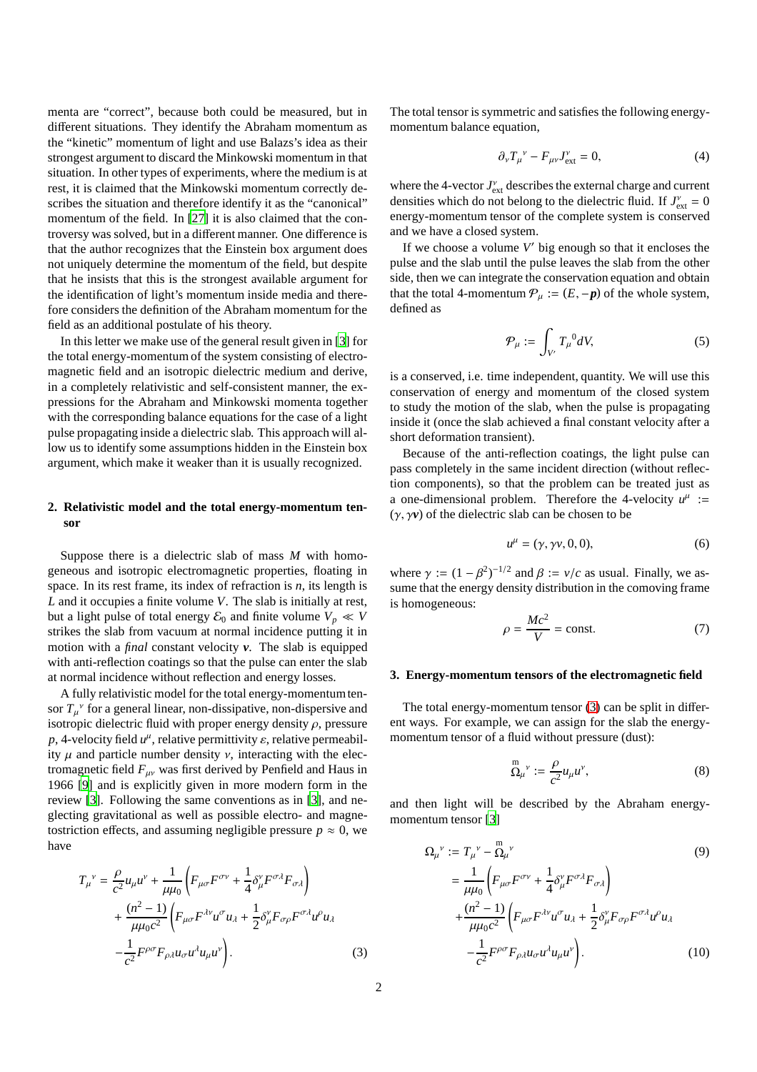menta are "correct", because both could be measured, but in different situations. They identify the Abraham momentum as the "kinetic" momentum of light and use Balazs's idea as their strongest argument to discard the Minkowski momentum in that situation. In other types of experiments, where the medium is at rest, it is claimed that the Minkowski momentum correctly describes the situation and therefore identify it as the "canonical" momentum of the field. In [27] it is also claimed that the controversy was solved, but in a different manner. One difference is that the author recognizes that the Einstein box argument does not uniquely determine the momentum of the field, but despite that he insists that this is the strongest available argument for the identification of light's momentum inside media and therefore considers the definition of the Abraham momentum for the field as an additional postulate of his theory.

In this letter we make use of the general result given in [3] for the total energy-momentum of the system consisting of electromagnetic field and an isotropic dielectric medium and derive, in a completely relativistic and self-consistent manner, the expressions for the Abraham and Minkowski momenta together with the corresponding balance equations for the case of a light pulse propagating inside a dielectric slab. This approach will allow us to identify some assumptions hidden in the Einstein box argument, which make it weaker than it is usually recognized.

## 2. Relativistic model and the total energy-momentum tensor

Suppose there is a dielectric slab of mass $M$ with homogeneous and isotropic electromagnetic properties, floating in space. In its rest frame, its index of refraction is $n$, its length is $L$ and it occupies a finite volume $V$. The slab is initially at rest, but a light pulse of total energy $\mathcal{E}_0$ and finite volume $V_p \ll V$ strikes the slab from vacuum at normal incidence putting it in motion with a *final* constant velocity $\boldsymbol{v}$. The slab is equipped with anti-reflection coatings so that the pulse can enter the slab at normal incidence without reflection and energy losses.

A fully relativistic model for the total energy-momentum tensor ${T_\mu}^\nu$ for a general linear, non-dissipative, non-dispersive and isotropic dielectric fluid with proper energy density $\rho$, pressure $p$, 4-velocity field $u^\mu$, relative permittivity $\varepsilon$, relative permeability $\mu$ and particle number density $\nu$, interacting with the electromagnetic field $F_{\mu\nu}$ was first derived by Penfield and Haus in 1966 [9] and is explicitly given in more modern form in the review [3]. Following the same conventions as in [3], and neglecting gravitational as well as possible electro- and magnetostriction effects, and assuming negligible pressure $p \approx 0$, we have

$$
\begin{aligned}
{T_\mu}^\nu = {} & \frac{\rho}{c^2} u_\mu u^\nu + \frac{1}{\mu\mu_0}\left( F_{\mu\sigma}F^{\sigma\nu} + \frac{1}{4}\delta^\nu_\mu F^{\sigma\lambda}F_{\sigma\lambda} \right) \\
& + \frac{(n^2-1)}{\mu\mu_0 c^2}\left( F_{\mu\sigma}F^{\lambda\nu}u^\sigma u_\lambda + \frac{1}{2}\delta^\nu_\mu F_{\sigma\rho}F^{\sigma\lambda}u^\rho u_\lambda \right. \\
& \left. - \frac{1}{c^2}F^{\rho\sigma}F_{\rho\lambda}u_\sigma u^\lambda u_\mu u^\nu \right).
\end{aligned} \tag{3}
$$

The total tensor is symmetric and satisfies the following energy-momentum balance equation,

$$
\partial_\nu {T_\mu}^\nu - F_{\mu\nu}J^\nu_{\text{ext}} = 0, \tag{4}
$$

where the 4-vector $J^\nu_{\text{ext}}$ describes the external charge and current densities which do not belong to the dielectric fluid. If $J^\nu_{\text{ext}} = 0$ energy-momentum tensor of the complete system is conserved and we have a closed system.

If we choose a volume $V'$ big enough so that it encloses the pulse and the slab until the pulse leaves the slab from the other side, then we can integrate the conservation equation and obtain that the total 4-momentum $\mathcal{P}_\mu := (E, -\boldsymbol{p})$ of the whole system, defined as

$$
\mathcal{P}_\mu := \int_{V'} {T_\mu}^0 dV, \tag{5}
$$

is a conserved, i.e. time independent, quantity. We will use this conservation of energy and momentum of the closed system to study the motion of the slab, when the pulse is propagating inside it (once the slab achieved a final constant velocity after a short deformation transient).

Because of the anti-reflection coatings, the light pulse can pass completely in the same incident direction (without reflection components), so that the problem can be treated just as a one-dimensional problem. Therefore the 4-velocity $u^\mu := (\gamma, \gamma\boldsymbol{v})$ of the dielectric slab can be chosen to be

$$
u^\mu = (\gamma, \gamma v, 0, 0), \tag{6}
$$

where $\gamma := (1-\beta^2)^{-1/2}$ and $\beta := v/c$ as usual. Finally, we assume that the energy density distribution in the comoving frame is homogeneous:

$$
\rho = \frac{Mc^2}{V} = \text{const.} \tag{7}
$$

## 3. Energy-momentum tensors of the electromagnetic field

The total energy-momentum tensor (3) can be split in different ways. For example, we can assign for the slab the energy-momentum tensor of a fluid without pressure (dust):

$$
{\overset{\text{m}}{\Omega}_\mu}{}^\nu := \frac{\rho}{c^2} u_\mu u^\nu, \tag{8}
$$

and then light will be described by the Abraham energy-momentum tensor [3]

$$
\begin{aligned}
{\Omega_\mu}^\nu := {} & {T_\mu}^\nu - {\overset{\text{m}}{\Omega}_\mu}{}^\nu && (9) \\
= {} & \frac{1}{\mu\mu_0}\left( F_{\mu\sigma}F^{\sigma\nu} + \frac{1}{4}\delta^\nu_\mu F^{\sigma\lambda}F_{\sigma\lambda} \right) \\
& + \frac{(n^2-1)}{\mu\mu_0 c^2}\left( F_{\mu\sigma}F^{\lambda\nu}u^\sigma u_\lambda + \frac{1}{2}\delta^\nu_\mu F_{\sigma\rho}F^{\sigma\lambda}u^\rho u_\lambda \right. \\
& \left. - \frac{1}{c^2}F^{\rho\sigma}F_{\rho\lambda}u_\sigma u^\lambda u_\mu u^\nu \right). && (10)
\end{aligned}
$$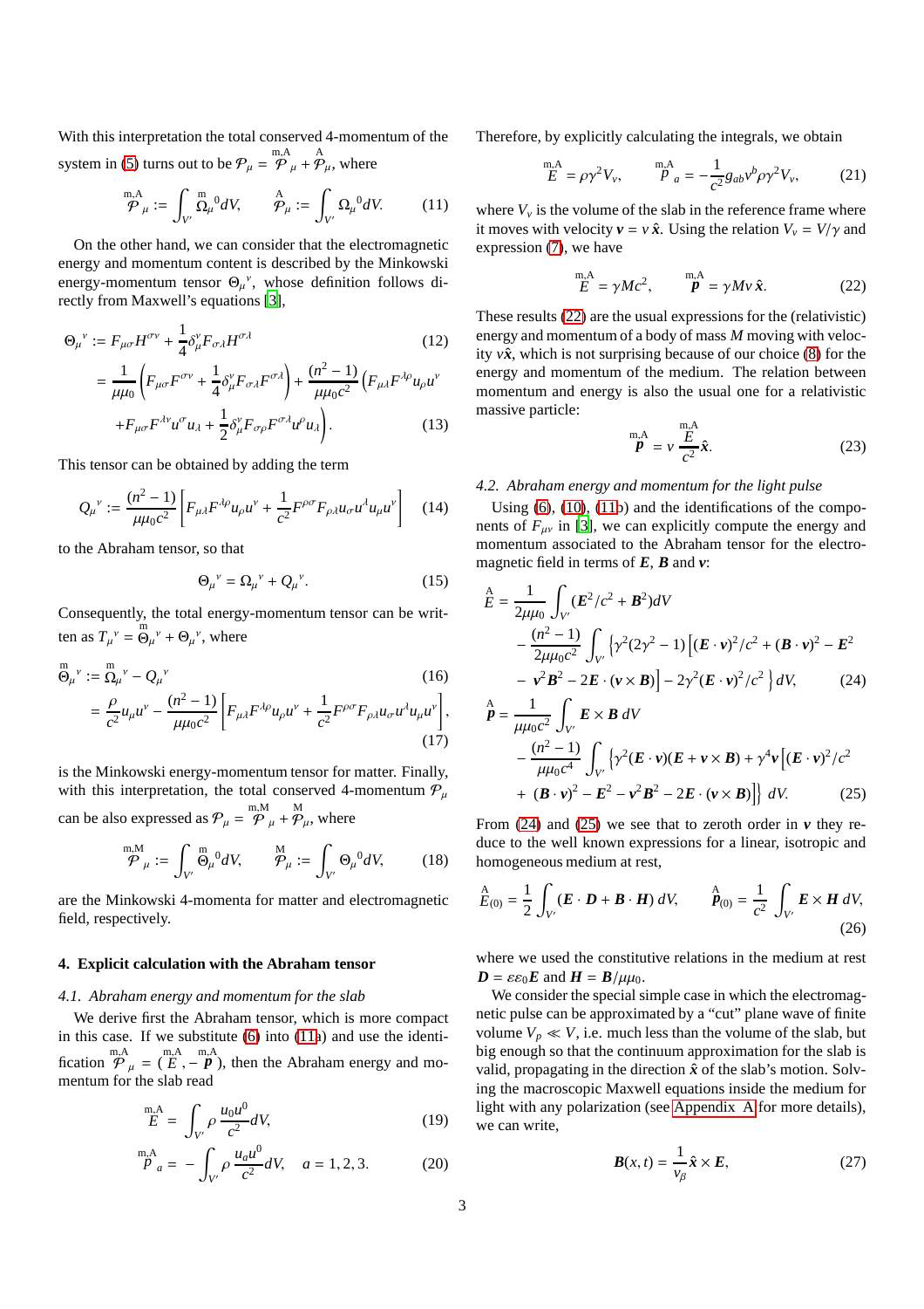With this interpretation the total conserved 4-momentum of the system in (5) turns out to be $\mathcal{P}_\mu = \overset{\text{m,A}}{\mathcal{P}}_\mu + \overset{\text{A}}{\mathcal{P}}_\mu$, where

$$\overset{\text{m,A}}{\mathcal{P}}_\mu := \int_{V'} \overset{\text{m}}{\Omega}_\mu{}^0 dV, \qquad \overset{\text{A}}{\mathcal{P}}_\mu := \int_{V'} \Omega_\mu{}^0 dV. \tag{11}$$

On the other hand, we can consider that the electromagnetic energy and momentum content is described by the Minkowski energy-momentum tensor $\Theta_\mu{}^\nu$, whose definition follows directly from Maxwell's equations [3],

$$\Theta_\mu{}^\nu := F_{\mu\sigma}H^{\sigma\nu} + \frac{1}{4}\delta_\mu^\nu F_{\sigma\lambda}H^{\sigma\lambda} \tag{12}$$

$$= \frac{1}{\mu\mu_0}\left(F_{\mu\sigma}F^{\sigma\nu} + \frac{1}{4}\delta_\mu^\nu F_{\sigma\lambda}F^{\sigma\lambda}\right) + \frac{(n^2-1)}{\mu\mu_0 c^2}\left(F_{\mu\lambda}F^{\lambda\rho}u_\rho u^\nu \right.$$
$$\left. + F_{\mu\sigma}F^{\lambda\nu}u^\sigma u_\lambda + \frac{1}{2}\delta_\mu^\nu F_{\sigma\rho}F^{\sigma\lambda}u^\rho u_\lambda\right). \tag{13}$$

This tensor can be obtained by adding the term

$$Q_\mu{}^\nu := \frac{(n^2-1)}{\mu\mu_0 c^2}\left[F_{\mu\lambda}F^{\lambda\rho}u_\rho u^\nu + \frac{1}{c^2}F^{\rho\sigma}F_{\rho\lambda}u_\sigma u^\lambda u_\mu u^\nu\right] \tag{14}$$

to the Abraham tensor, so that

$$\Theta_\mu{}^\nu = \Omega_\mu{}^\nu + Q_\mu{}^\nu. \tag{15}$$

Consequently, the total energy-momentum tensor can be written as $T_\mu{}^\nu = \overset{\text{m}}{\Theta}_\mu{}^\nu + \Theta_\mu{}^\nu$, where

$$\overset{\text{m}}{\Theta}_\mu{}^\nu := \overset{\text{m}}{\Omega}_\mu{}^\nu - Q_\mu{}^\nu \tag{16}$$

$$= \frac{\rho}{c^2}u_\mu u^\nu - \frac{(n^2-1)}{\mu\mu_0 c^2}\left[F_{\mu\lambda}F^{\lambda\rho}u_\rho u^\nu + \frac{1}{c^2}F^{\rho\sigma}F_{\rho\lambda}u_\sigma u^\lambda u_\mu u^\nu\right], \tag{17}$$

is the Minkowski energy-momentum tensor for matter. Finally, with this interpretation, the total conserved 4-momentum $\mathcal{P}_\mu$ can be also expressed as $\mathcal{P}_\mu = \overset{\text{m,M}}{\mathcal{P}}_\mu + \overset{\text{M}}{\mathcal{P}}_\mu$, where

$$\overset{\text{m,M}}{\mathcal{P}}_\mu := \int_{V'} \overset{\text{m}}{\Theta}_\mu{}^0 dV, \qquad \overset{\text{M}}{\mathcal{P}}_\mu := \int_{V'} \Theta_\mu{}^0 dV, \tag{18}$$

are the Minkowski 4-momenta for matter and electromagnetic field, respectively.

## 4. Explicit calculation with the Abraham tensor

### 4.1. Abraham energy and momentum for the slab

We derive first the Abraham tensor, which is more compact in this case. If we substitute (6) into (11a) and use the identification $\overset{\text{m,A}}{\mathcal{P}}_\mu = (\overset{\text{m,A}}{E}, -\overset{\text{m,A}}{\boldsymbol{p}})$, then the Abraham energy and momentum for the slab read

$$\overset{\text{m,A}}{E} = \int_{V'} \rho\,\frac{u_0 u^0}{c^2} dV, \tag{19}$$

$$\overset{\text{m,A}}{p}_a = -\int_{V'} \rho\,\frac{u_a u^0}{c^2} dV, \quad a = 1,2,3. \tag{20}$$

Therefore, by explicitly calculating the integrals, we obtain

$$\overset{\text{m,A}}{E} = \rho\gamma^2 V_v, \qquad \overset{\text{m,A}}{p}_a = -\frac{1}{c^2}g_{ab}v^b\rho\gamma^2 V_v, \tag{21}$$

where $V_v$ is the volume of the slab in the reference frame where it moves with velocity $\boldsymbol{v} = v\,\hat{\boldsymbol{x}}$. Using the relation $V_v = V/\gamma$ and expression (7), we have

$$\overset{\text{m,A}}{E} = \gamma M c^2, \qquad \overset{\text{m,A}}{\boldsymbol{p}} = \gamma M v\,\hat{\boldsymbol{x}}. \tag{22}$$

These results (22) are the usual expressions for the (relativistic) energy and momentum of a body of mass $M$ moving with velocity $v\hat{\boldsymbol{x}}$, which is not surprising because of our choice (8) for the energy and momentum of the medium. The relation between momentum and energy is also the usual one for a relativistic massive particle:

$$\overset{\text{m,A}}{\boldsymbol{p}} = v\,\frac{\overset{\text{m,A}}{E}}{c^2}\hat{\boldsymbol{x}}. \tag{23}$$

### 4.2. Abraham energy and momentum for the light pulse

Using (6), (10), (11b) and the identifications of the components of $F_{\mu\nu}$ in [3], we can explicitly compute the energy and momentum associated to the Abraham tensor for the electromagnetic field in terms of $\boldsymbol{E}$, $\boldsymbol{B}$ and $\boldsymbol{v}$:

$$\overset{\text{A}}{E} = \frac{1}{2\mu\mu_0}\int_{V'}(\boldsymbol{E}^2/c^2 + \boldsymbol{B}^2)dV$$
$$- \frac{(n^2-1)}{2\mu\mu_0 c^2}\int_{V'}\Big\{\gamma^2(2\gamma^2-1)\big[(\boldsymbol{E}\cdot\boldsymbol{v})^2/c^2 + (\boldsymbol{B}\cdot\boldsymbol{v})^2 - \boldsymbol{E}^2$$
$$- \boldsymbol{v}^2\boldsymbol{B}^2 - 2\boldsymbol{E}\cdot(\boldsymbol{v}\times\boldsymbol{B})\big] - 2\gamma^2(\boldsymbol{E}\cdot\boldsymbol{v})^2/c^2\Big\}\,dV, \tag{24}$$

$$\overset{\text{A}}{\boldsymbol{p}} = \frac{1}{\mu\mu_0 c^2}\int_{V'}\boldsymbol{E}\times\boldsymbol{B}\,dV$$
$$- \frac{(n^2-1)}{\mu\mu_0 c^4}\int_{V'}\Big\{\gamma^2(\boldsymbol{E}\cdot\boldsymbol{v})(\boldsymbol{E}+\boldsymbol{v}\times\boldsymbol{B}) + \gamma^4\boldsymbol{v}\big[(\boldsymbol{E}\cdot\boldsymbol{v})^2/c^2$$
$$+ (\boldsymbol{B}\cdot\boldsymbol{v})^2 - \boldsymbol{E}^2 - \boldsymbol{v}^2\boldsymbol{B}^2 - 2\boldsymbol{E}\cdot(\boldsymbol{v}\times\boldsymbol{B})\big]\Big\}\,dV. \tag{25}$$

From (24) and (25) we see that to zeroth order in $\boldsymbol{v}$ they reduce to the well known expressions for a linear, isotropic and homogeneous medium at rest,

$$\overset{\text{A}}{E}_{(0)} = \frac{1}{2}\int_{V'}(\boldsymbol{E}\cdot\boldsymbol{D} + \boldsymbol{B}\cdot\boldsymbol{H})\,dV, \qquad \overset{\text{A}}{\boldsymbol{p}}_{(0)} = \frac{1}{c^2}\int_{V'}\boldsymbol{E}\times\boldsymbol{H}\,dV, \tag{26}$$

where we used the constitutive relations in the medium at rest $\boldsymbol{D} = \varepsilon\varepsilon_0\boldsymbol{E}$ and $\boldsymbol{H} = \boldsymbol{B}/\mu\mu_0$.

We consider the special simple case in which the electromagnetic pulse can be approximated by a "cut" plane wave of finite volume $V_p \ll V$, i.e. much less than the volume of the slab, but big enough so that the continuum approximation for the slab is valid, propagating in the direction $\hat{\boldsymbol{x}}$ of the slab's motion. Solving the macroscopic Maxwell equations inside the medium for light with any polarization (see Appendix A for more details), we can write,

$$\boldsymbol{B}(x,t) = \frac{1}{v_\beta}\hat{\boldsymbol{x}}\times\boldsymbol{E}, \tag{27}$$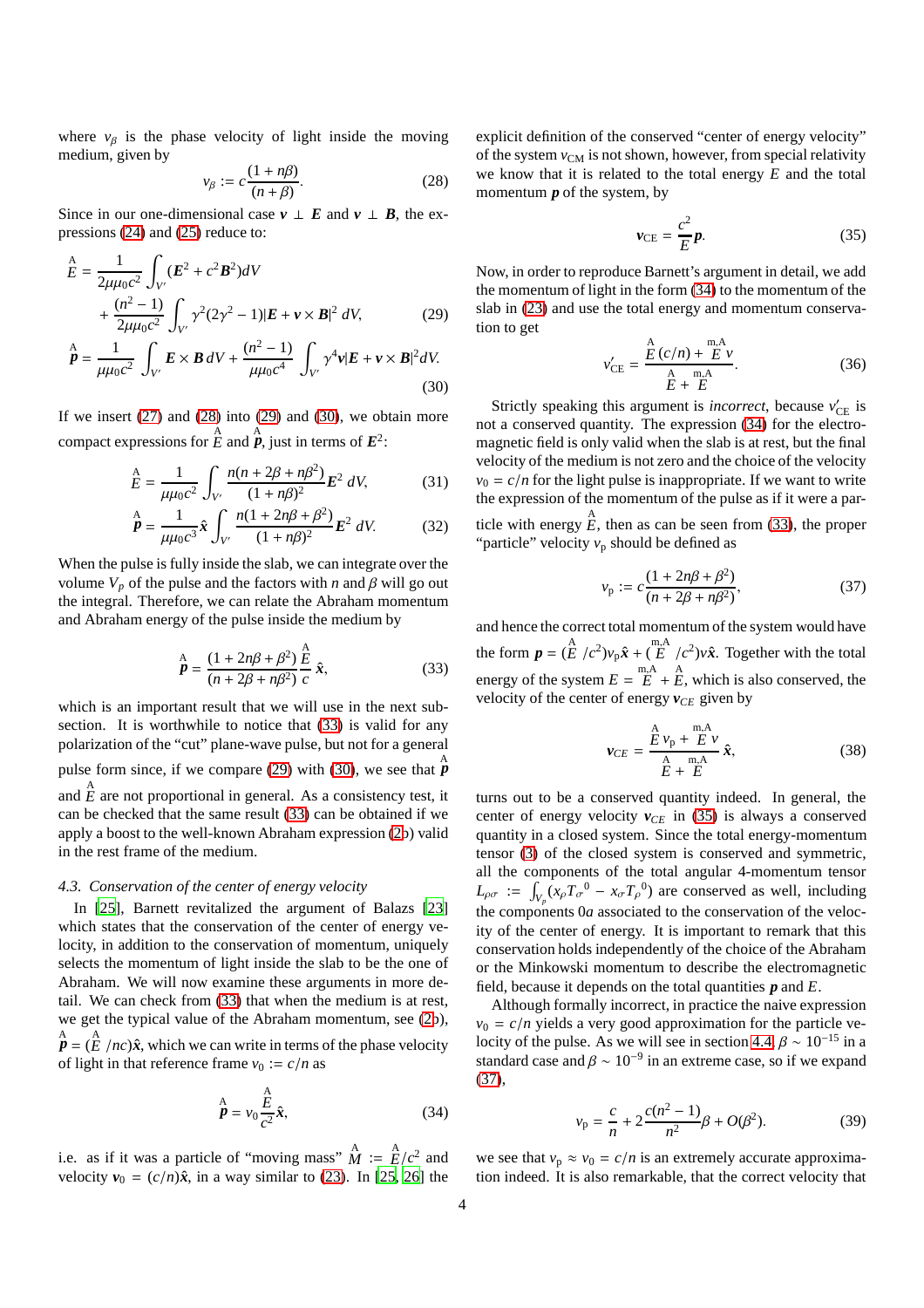where $v_\beta$ is the phase velocity of light inside the moving medium, given by

$$v_\beta := c\frac{(1+n\beta)}{(n+\beta)}. \tag{28}$$

Since in our one-dimensional case $\boldsymbol{v} \perp \boldsymbol{E}$ and $\boldsymbol{v} \perp \boldsymbol{B}$, the expressions (24) and (25) reduce to:

$$\overset{\text{A}}{E} = \frac{1}{2\mu\mu_0 c^2}\int_{V'}(\boldsymbol{E}^2 + c^2\boldsymbol{B}^2)dV + \frac{(n^2-1)}{2\mu\mu_0 c^2}\int_{V'}\gamma^2(2\gamma^2-1)|\boldsymbol{E}+\boldsymbol{v}\times\boldsymbol{B}|^2\,dV, \tag{29}$$

$$\overset{\text{A}}{\boldsymbol{p}} = \frac{1}{\mu\mu_0 c^2}\int_{V'}\boldsymbol{E}\times\boldsymbol{B}\,dV + \frac{(n^2-1)}{\mu\mu_0 c^4}\int_{V'}\gamma^4\boldsymbol{v}|\boldsymbol{E}+\boldsymbol{v}\times\boldsymbol{B}|^2 dV. \tag{30}$$

If we insert (27) and (28) into (29) and (30), we obtain more compact expressions for $\overset{\text{A}}{E}$ and $\overset{\text{A}}{\boldsymbol{p}}$, just in terms of $\boldsymbol{E}^2$:

$$\overset{\text{A}}{E} = \frac{1}{\mu\mu_0 c^2}\int_{V'}\frac{n(n+2\beta+n\beta^2)}{(1+n\beta)^2}\boldsymbol{E}^2\,dV, \tag{31}$$

$$\overset{\text{A}}{\boldsymbol{p}} = \frac{1}{\mu\mu_0 c^3}\hat{\boldsymbol{x}}\int_{V'}\frac{n(1+2n\beta+\beta^2)}{(1+n\beta)^2}\boldsymbol{E}^2\,dV. \tag{32}$$

When the pulse is fully inside the slab, we can integrate over the volume $V_p$ of the pulse and the factors with $n$ and $\beta$ will go out the integral. Therefore, we can relate the Abraham momentum and Abraham energy of the pulse inside the medium by

$$\overset{\text{A}}{\boldsymbol{p}} = \frac{(1+2n\beta+\beta^2)}{(n+2\beta+n\beta^2)}\frac{\overset{\text{A}}{E}}{c}\,\hat{\boldsymbol{x}}, \tag{33}$$

which is an important result that we will use in the next subsection. It is worthwhile to notice that (33) is valid for any polarization of the "cut" plane-wave pulse, but not for a general pulse form since, if we compare (29) with (30), we see that $\overset{\text{A}}{\boldsymbol{p}}$ and $\overset{\text{A}}{E}$ are not proportional in general. As a consistency test, it can be checked that the same result (33) can be obtained if we apply a boost to the well-known Abraham expression (2b) valid in the rest frame of the medium.

### 4.3. Conservation of the center of energy velocity

In [25], Barnett revitalized the argument of Balazs [23] which states that the conservation of the center of energy velocity, in addition to the conservation of momentum, uniquely selects the momentum of light inside the slab to be the one of Abraham. We will now examine these arguments in more detail. We can check from (33) that when the medium is at rest, we get the typical value of the Abraham momentum, see (2b), $\overset{\text{A}}{\boldsymbol{p}} = (\overset{\text{A}}{E}/nc)\hat{\boldsymbol{x}}$, which we can write in terms of the phase velocity of light in that reference frame $v_0 := c/n$ as

$$\overset{\text{A}}{\boldsymbol{p}} = v_0\frac{\overset{\text{A}}{E}}{c^2}\hat{\boldsymbol{x}}, \tag{34}$$

i.e. as if it was a particle of "moving mass" $\overset{\text{A}}{M} := \overset{\text{A}}{E}/c^2$ and velocity $\boldsymbol{v}_0 = (c/n)\hat{\boldsymbol{x}}$, in a way similar to (23). In [25, 26] the explicit definition of the conserved "center of energy velocity" of the system $v_{\text{CM}}$ is not shown, however, from special relativity we know that it is related to the total energy $E$ and the total momentum $\boldsymbol{p}$ of the system, by

$$\boldsymbol{v}_{\text{CE}} = \frac{c^2}{E}\boldsymbol{p}. \tag{35}$$

Now, in order to reproduce Barnett's argument in detail, we add the momentum of light in the form (34) to the momentum of the slab in (23) and use the total energy and momentum conservation to get

$$v'_{\text{CE}} = \frac{\overset{\text{A}}{E}(c/n) + \overset{\text{m,A}}{E}v}{\overset{\text{A}}{E} + \overset{\text{m,A}}{E}}. \tag{36}$$

Strictly speaking this argument is *incorrect*, because $v'_{\text{CE}}$ is not a conserved quantity. The expression (34) for the electromagnetic field is only valid when the slab is at rest, but the final velocity of the medium is not zero and the choice of the velocity $v_0 = c/n$ for the light pulse is inappropriate. If we want to write the expression of the momentum of the pulse as if it were a particle with energy $\overset{\text{A}}{E}$, then as can be seen from (33), the proper "particle" velocity $v_\text{p}$ should be defined as

$$v_\text{p} := c\frac{(1+2n\beta+\beta^2)}{(n+2\beta+n\beta^2)}, \tag{37}$$

and hence the correct total momentum of the system would have the form $\boldsymbol{p} = (\overset{\text{A}}{E}/c^2)v_\text{p}\hat{\boldsymbol{x}} + (\overset{\text{m,A}}{E}/c^2)v\hat{\boldsymbol{x}}$. Together with the total energy of the system $E = \overset{\text{m,A}}{E} + \overset{\text{A}}{E}$, which is also conserved, the velocity of the center of energy $\boldsymbol{v}_{CE}$ given by

$$\boldsymbol{v}_{CE} = \frac{\overset{\text{A}}{E}v_\text{p} + \overset{\text{m,A}}{E}v}{\overset{\text{A}}{E} + \overset{\text{m,A}}{E}}\hat{\boldsymbol{x}}, \tag{38}$$

turns out to be a conserved quantity indeed. In general, the center of energy velocity $\boldsymbol{v}_{CE}$ in (35) is always a conserved quantity in a closed system. Since the total energy-momentum tensor (3) of the closed system is conserved and symmetric, all the components of the total angular 4-momentum tensor $L_{\rho\sigma} := \int_{V_p}(x_\rho T_\sigma{}^0 - x_\sigma T_\rho{}^0)$ are conserved as well, including the components $0a$ associated to the conservation of the velocity of the center of energy. It is important to remark that this conservation holds independently of the choice of the Abraham or the Minkowski momentum to describe the electromagnetic field, because it depends on the total quantities $\boldsymbol{p}$ and $E$.

Although formally incorrect, in practice the naive expression $v_0 = c/n$ yields a very good approximation for the particle velocity of the pulse. As we will see in section 4.4, $\beta \sim 10^{-15}$ in a standard case and $\beta \sim 10^{-9}$ in an extreme case, so if we expand (37),

$$v_\text{p} = \frac{c}{n} + 2\frac{c(n^2-1)}{n^2}\beta + O(\beta^2). \tag{39}$$

we see that $v_\text{p} \approx v_0 = c/n$ is an extremely accurate approximation indeed. It is also remarkable, that the correct velocity that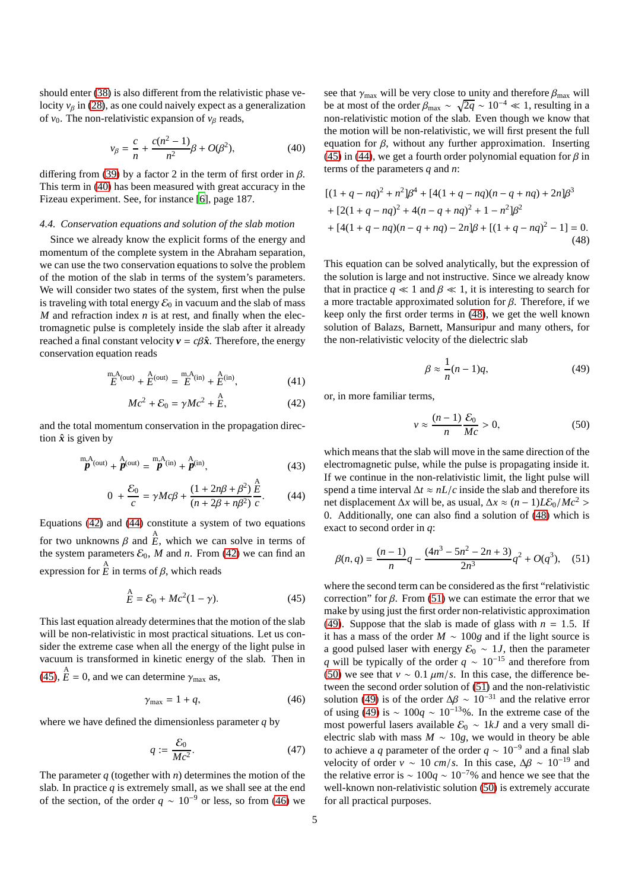should enter (38) is also different from the relativistic phase velocity $v_\beta$ in (28), as one could naively expect as a generalization of $v_0$. The non-relativistic expansion of $v_\beta$ reads,

$$v_\beta = \frac{c}{n} + \frac{c(n^2-1)}{n^2}\beta + O(\beta^2), \tag{40}$$

differing from (39) by a factor 2 in the term of first order in $\beta$. This term in (40) has been measured with great accuracy in the Fizeau experiment. See, for instance [6], page 187.

### 4.4. Conservation equations and solution of the slab motion

Since we already know the explicit forms of the energy and momentum of the complete system in the Abraham separation, we can use the two conservation equations to solve the problem of the motion of the slab in terms of the system's parameters. We will consider two states of the system, first when the pulse is traveling with total energy $\mathcal{E}_0$ in vacuum and the slab of mass $M$ and refraction index $n$ is at rest, and finally when the electromagnetic pulse is completely inside the slab after it already reached a final constant velocity $\boldsymbol{v} = c\beta\hat{\boldsymbol{x}}$. Therefore, the energy conservation equation reads

$$\overset{\text{m,A}}{E}{}^{(\text{out})} + \overset{\text{A}}{E}{}^{(\text{out})} = \overset{\text{m,A}}{E}{}^{(\text{in})} + \overset{\text{A}}{E}{}^{(\text{in})}, \tag{41}$$

$$Mc^2 + \mathcal{E}_0 = \gamma Mc^2 + \overset{\text{A}}{E}, \tag{42}$$

and the total momentum conservation in the propagation direction $\hat{\boldsymbol{x}}$ is given by

$$\overset{\text{m,A}}{\boldsymbol{p}}{}^{(\text{out})} + \overset{\text{A}}{\boldsymbol{p}}{}^{(\text{out})} = \overset{\text{m,A}}{\boldsymbol{p}}{}^{(\text{in})} + \overset{\text{A}}{\boldsymbol{p}}{}^{(\text{in})}, \tag{43}$$

$$0 + \frac{\mathcal{E}_0}{c} = \gamma Mc\beta + \frac{(1+2n\beta+\beta^2)}{(n+2\beta+n\beta^2)}\frac{\overset{\text{A}}{E}}{c}. \tag{44}$$

Equations (42) and (44) constitute a system of two equations for two unknowns $\beta$ and $\overset{\text{A}}{E}$, which we can solve in terms of the system parameters $\mathcal{E}_0$, $M$ and $n$. From (42) we can find an expression for $\overset{\text{A}}{E}$ in terms of $\beta$, which reads

$$\overset{\text{A}}{E} = \mathcal{E}_0 + Mc^2(1-\gamma). \tag{45}$$

This last equation already determines that the motion of the slab will be non-relativistic in most practical situations. Let us consider the extreme case when all the energy of the light pulse in vacuum is transformed in kinetic energy of the slab. Then in (45), $\overset{\text{A}}{E} = 0$, and we can determine $\gamma_{\max}$ as,

$$\gamma_{\max} = 1 + q, \tag{46}$$

where we have defined the dimensionless parameter $q$ by

$$q := \frac{\mathcal{E}_0}{Mc^2}. \tag{47}$$

The parameter $q$ (together with $n$) determines the motion of the slab. In practice $q$ is extremely small, as we shall see at the end of the section, of the order $q \sim 10^{-9}$ or less, so from (46) we see that $\gamma_{\max}$ will be very close to unity and therefore $\beta_{\max}$ will be at most of the order $\beta_{\max} \sim \sqrt{2q} \sim 10^{-4} \ll 1$, resulting in a non-relativistic motion of the slab. Even though we know that the motion will be non-relativistic, we will first present the full equation for $\beta$, without any further approximation. Inserting (45) in (44), we get a fourth order polynomial equation for $\beta$ in terms of the parameters $q$ and $n$:

$$\begin{aligned}
&[(1+q-nq)^2 + n^2]\beta^4 + [4(1+q-nq)(n-q+nq) + 2n]\beta^3 \\
&+ [2(1+q-nq)^2 + 4(n-q+nq)^2 + 1 - n^2]\beta^2 \\
&+ [4(1+q-nq)(n-q+nq) - 2n]\beta + [(1+q-nq)^2 - 1] = 0.
\end{aligned} \tag{48}$$

This equation can be solved analytically, but the expression of the solution is large and not instructive. Since we already know that in practice $q \ll 1$ and $\beta \ll 1$, it is interesting to search for a more tractable approximated solution for $\beta$. Therefore, if we keep only the first order terms in (48), we get the well known solution of Balazs, Barnett, Mansuripur and many others, for the non-relativistic velocity of the dielectric slab

$$\beta \approx \frac{1}{n}(n-1)q, \tag{49}$$

or, in more familiar terms,

$$v \approx \frac{(n-1)}{n}\frac{\mathcal{E}_0}{Mc} > 0, \tag{50}$$

which means that the slab will move in the same direction of the electromagnetic pulse, while the pulse is propagating inside it. If we continue in the non-relativistic limit, the light pulse will spend a time interval $\Delta t \approx nL/c$ inside the slab and therefore its net displacement $\Delta x$ will be, as usual, $\Delta x \approx (n-1)L\mathcal{E}_0/Mc^2 > 0$. Additionally, one can also find a solution of (48) which is exact to second order in $q$:

$$\beta(n,q) = \frac{(n-1)}{n}q - \frac{(4n^3 - 5n^2 - 2n + 3)}{2n^3}q^2 + O(q^3), \tag{51}$$

where the second term can be considered as the first "relativistic correction" for $\beta$. From (51) we can estimate the error that we make by using just the first order non-relativistic approximation (49). Suppose that the slab is made of glass with $n = 1.5$. If it has a mass of the order $M \sim 100g$ and if the light source is a good pulsed laser with energy $\mathcal{E}_0 \sim 1J$, then the parameter $q$ will be typically of the order $q \sim 10^{-15}$ and therefore from (50) we see that $v \sim 0.1\ \mu m/s$. In this case, the difference between the second order solution of (51) and the non-relativistic solution (49) is of the order $\Delta\beta \sim 10^{-31}$ and the relative error of using (49) is $\sim 100q \sim 10^{-13}\%$. In the extreme case of the most powerful lasers available $\mathcal{E}_0 \sim 1kJ$ and a very small dielectric slab with mass $M \sim 10g$, we would in theory be able to achieve a $q$ parameter of the order $q \sim 10^{-9}$ and a final slab velocity of order $v \sim 10\ cm/s$. In this case, $\Delta\beta \sim 10^{-19}$ and the relative error is $\sim 100q \sim 10^{-7}\%$ and hence we see that the well-known non-relativistic solution (50) is extremely accurate for all practical purposes.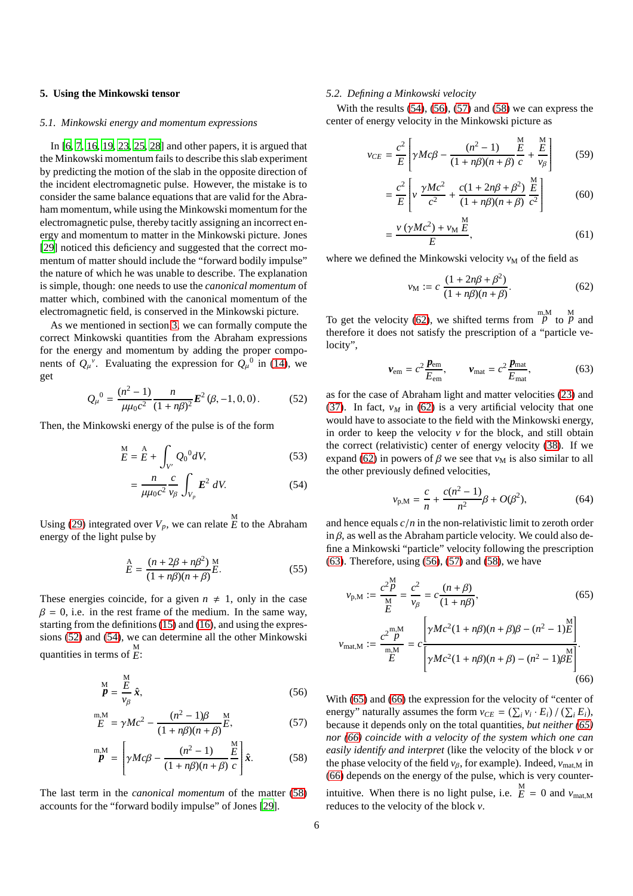## 5. Using the Minkowski tensor

### 5.1. Minkowski energy and momentum expressions

In [6, 7, 16, 19, 23, 25, 28] and other papers, it is argued that the Minkowski momentum fails to describe this slab experiment by predicting the motion of the slab in the opposite direction of the incident electromagnetic pulse. However, the mistake is to consider the same balance equations that are valid for the Abraham momentum, while using the Minkowski momentum for the electromagnetic pulse, thereby tacitly assigning an incorrect energy and momentum to matter in the Minkowski picture. Jones [29] noticed this deficiency and suggested that the correct momentum of matter should include the "forward bodily impulse" the nature of which he was unable to describe. The explanation is simple, though: one needs to use the *canonical momentum* of matter which, combined with the canonical momentum of the electromagnetic field, is conserved in the Minkowski picture.

As we mentioned in section 3, we can formally compute the correct Minkowski quantities from the Abraham expressions for the energy and momentum by adding the proper components of $Q_\mu{}^\nu$. Evaluating the expression for $Q_\mu{}^0$ in (14), we get

$$Q_\mu{}^0 = \frac{(n^2-1)}{\mu\mu_0 c^2}\frac{n}{(1+n\beta)^2}\boldsymbol{E}^2\,(\beta,-1,0,0)\,. \tag{52}$$

Then, the Minkowski energy of the pulse is of the form

$$\overset{\mathrm{M}}{E} = \overset{\mathrm{A}}{E} + \int_{V'} Q_0{}^0 dV, \tag{53}$$

$$= \frac{n}{\mu\mu_0 c^2}\frac{c}{v_\beta}\int_{V_p}\boldsymbol{E}^2\, dV. \tag{54}$$

Using (29) integrated over $V_p$, we can relate $\overset{\mathrm{M}}{E}$ to the Abraham energy of the light pulse by

$$\overset{\mathrm{A}}{E} = \frac{(n+2\beta+n\beta^2)}{(1+n\beta)(n+\beta)}\overset{\mathrm{M}}{E}. \tag{55}$$

These energies coincide, for a given $n \neq 1$, only in the case $\beta = 0$, i.e. in the rest frame of the medium. In the same way, starting from the definitions (15) and (16), and using the expressions (52) and (54), we can determine all the other Minkowski quantities in terms of $\overset{\mathrm{M}}{E}$:

$$\overset{\mathrm{M}}{\boldsymbol{p}} = \frac{\overset{\mathrm{M}}{E}}{v_\beta}\,\hat{\boldsymbol{x}}, \tag{56}$$

$$\overset{\mathrm{m,M}}{E} = \gamma M c^2 - \frac{(n^2-1)\beta}{(1+n\beta)(n+\beta)}\overset{\mathrm{M}}{E}, \tag{57}$$

$$\overset{\mathrm{m,M}}{\boldsymbol{p}} = \left[\gamma M c\beta - \frac{(n^2-1)}{(1+n\beta)(n+\beta)}\frac{\overset{\mathrm{M}}{E}}{c}\right]\hat{\boldsymbol{x}}. \tag{58}$$

The last term in the *canonical momentum* of the matter (58) accounts for the "forward bodily impulse" of Jones [29].

### 5.2. Defining a Minkowski velocity

With the results (54), (56), (57) and (58) we can express the center of energy velocity in the Minkowski picture as

$$v_{CE} = \frac{c^2}{E}\left[\gamma M c\beta - \frac{(n^2-1)}{(1+n\beta)(n+\beta)}\frac{\overset{\mathrm{M}}{E}}{c} + \frac{\overset{\mathrm{M}}{E}}{v_\beta}\right] \tag{59}$$

$$= \frac{c^2}{E}\left[v\,\frac{\gamma M c^2}{c^2} + \frac{c(1+2n\beta+\beta^2)}{(1+n\beta)(n+\beta)}\frac{\overset{\mathrm{M}}{E}}{c^2}\right] \tag{60}$$

$$= \frac{v\,(\gamma M c^2) + v_{\mathrm{M}}\,\overset{\mathrm{M}}{E}}{E}, \tag{61}$$

where we defined the Minkowski velocity $v_{\mathrm{M}}$ of the field as

$$v_{\mathrm{M}} := c\,\frac{(1+2n\beta+\beta^2)}{(1+n\beta)(n+\beta)}. \tag{62}$$

To get the velocity (62), we shifted terms from $\overset{\mathrm{m,M}}{p}$ to $\overset{\mathrm{M}}{p}$ and therefore it does not satisfy the prescription of a "particle velocity",

$$\boldsymbol{v}_{\mathrm{em}} = c^2\frac{\boldsymbol{p}_{\mathrm{em}}}{E_{\mathrm{em}}}, \qquad \boldsymbol{v}_{\mathrm{mat}} = c^2\frac{\boldsymbol{p}_{\mathrm{mat}}}{E_{\mathrm{mat}}}, \tag{63}$$

as for the case of Abraham light and matter velocities (23) and (37). In fact, $v_M$ in (62) is a very artificial velocity that one would have to associate to the field with the Minkowski energy, in order to keep the velocity $v$ for the block, and still obtain the correct (relativistic) center of energy velocity (38). If we expand (62) in powers of $\beta$ we see that $v_{\mathrm{M}}$ is also similar to all the other previously defined velocities,

$$v_{\mathrm{p,M}} = \frac{c}{n} + \frac{c(n^2-1)}{n^2}\beta + O(\beta^2), \tag{64}$$

and hence equals $c/n$ in the non-relativistic limit to zeroth order in $\beta$, as well as the Abraham particle velocity. We could also define a Minkowski "particle" velocity following the prescription (63). Therefore, using (56), (57) and (58), we have

$$v_{\mathrm{p,M}} := \frac{c^2\overset{\mathrm{M}}{p}}{\overset{\mathrm{M}}{E}} = \frac{c^2}{v_\beta} = c\frac{(n+\beta)}{(1+n\beta)}, \tag{65}$$

$$v_{\mathrm{mat,M}} := \frac{c^2\overset{\mathrm{m,M}}{p}}{\overset{\mathrm{m,M}}{E}} = c\frac{\left[\gamma M c^2(1+n\beta)(n+\beta)\beta - (n^2-1)\overset{\mathrm{M}}{E}\right]}{\left[\gamma M c^2(1+n\beta)(n+\beta) - (n^2-1)\beta\overset{\mathrm{M}}{E}\right]}. \tag{66}$$

With (65) and (66) the expression for the velocity of "center of energy" naturally assumes the form $v_{CE} = (\sum_i v_i \cdot E_i)\,/\,(\sum_i E_i)$, because it depends only on the total quantities, *but neither (65) nor (66) coincide with a velocity of the system which one can easily identify and interpret* (like the velocity of the block $v$ or the phase velocity of the field $v_\beta$, for example). Indeed, $v_{\mathrm{mat,M}}$ in (66) depends on the energy of the pulse, which is very counter-intuitive. When there is no light pulse, i.e. $\overset{\mathrm{M}}{E} = 0$ and $v_{\mathrm{mat,M}}$ reduces to the velocity of the block $v$.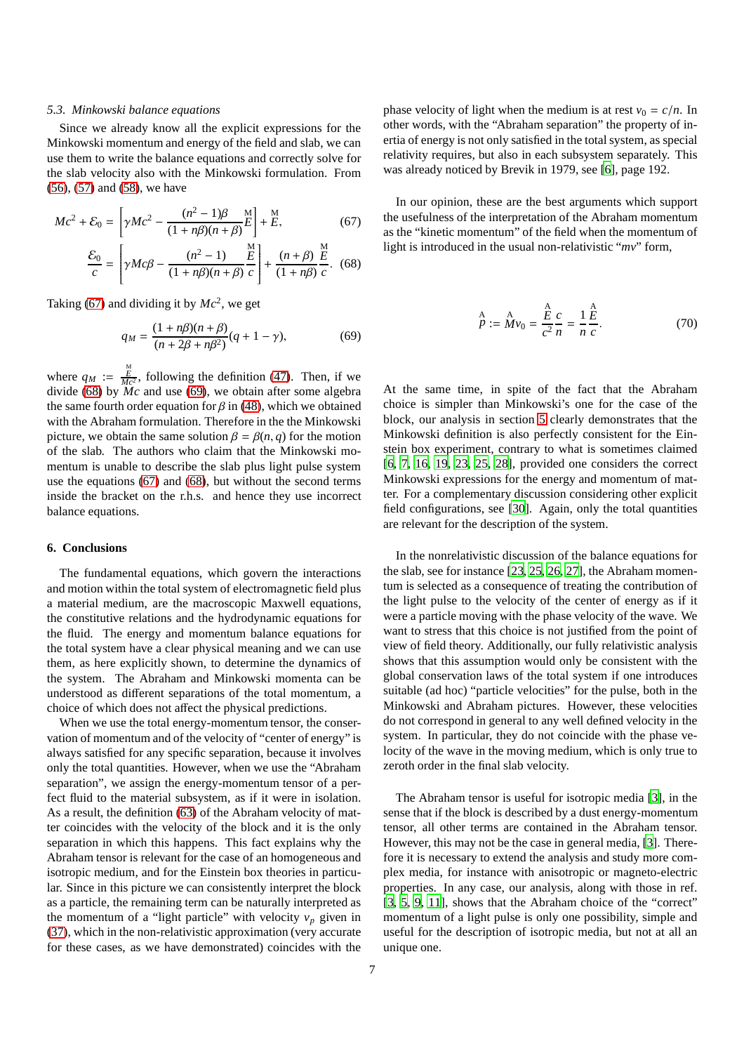### 5.3. Minkowski balance equations

Since we already know all the explicit expressions for the Minkowski momentum and energy of the field and slab, we can use them to write the balance equations and correctly solve for the slab velocity also with the Minkowski formulation. From (56), (57) and (58), we have

$$Mc^2 + \mathcal{E}_0 = \left[\gamma M c^2 - \frac{(n^2-1)\beta}{(1+n\beta)(n+\beta)}\overset{\text{M}}{E}\right] + \overset{\text{M}}{E}, \tag{67}$$

$$\frac{\mathcal{E}_0}{c} = \left[\gamma M c\beta - \frac{(n^2-1)}{(1+n\beta)(n+\beta)}\frac{\overset{\text{M}}{E}}{c}\right] + \frac{(n+\beta)}{(1+n\beta)}\frac{\overset{\text{M}}{E}}{c}. \tag{68}$$

Taking (67) and dividing it by $Mc^2$, we get

$$q_M = \frac{(1+n\beta)(n+\beta)}{(n+2\beta+n\beta^2)}(q+1-\gamma), \tag{69}$$

where $q_M := \frac{\overset{\text{M}}{E}}{Mc^2}$, following the definition (47). Then, if we divide (68) by $Mc$ and use (69), we obtain after some algebra the same fourth order equation for $\beta$ in (48), which we obtained with the Abraham formulation. Therefore in the the Minkowski picture, we obtain the same solution $\beta = \beta(n, q)$ for the motion of the slab. The authors who claim that the Minkowski momentum is unable to describe the slab plus light pulse system use the equations (67) and (68), but without the second terms inside the bracket on the r.h.s. and hence they use incorrect balance equations.

## 6. Conclusions

The fundamental equations, which govern the interactions and motion within the total system of electromagnetic field plus a material medium, are the macroscopic Maxwell equations, the constitutive relations and the hydrodynamic equations for the fluid. The energy and momentum balance equations for the total system have a clear physical meaning and we can use them, as here explicitly shown, to determine the dynamics of the system. The Abraham and Minkowski momenta can be understood as different separations of the total momentum, a choice of which does not affect the physical predictions.

When we use the total energy-momentum tensor, the conservation of momentum and of the velocity of "center of energy" is always satisfied for any specific separation, because it involves only the total quantities. However, when we use the "Abraham separation", we assign the energy-momentum tensor of a perfect fluid to the material subsystem, as if it were in isolation. As a result, the definition (63) of the Abraham velocity of matter coincides with the velocity of the block and it is the only separation in which this happens. This fact explains why the Abraham tensor is relevant for the case of an homogeneous and isotropic medium, and for the Einstein box theories in particular. Since in this picture we can consistently interpret the block as a particle, the remaining term can be naturally interpreted as the momentum of a "light particle" with velocity $v_p$ given in (37), which in the non-relativistic approximation (very accurate for these cases, as we have demonstrated) coincides with the phase velocity of light when the medium is at rest $v_0 = c/n$. In other words, with the "Abraham separation" the property of inertia of energy is not only satisfied in the total system, as special relativity requires, but also in each subsystem separately. This was already noticed by Brevik in 1979, see [6], page 192.

In our opinion, these are the best arguments which support the usefulness of the interpretation of the Abraham momentum as the "kinetic momentum" of the field when the momentum of light is introduced in the usual non-relativistic "*mv*" form,

$$\overset{\text{A}}{p} := \overset{\text{A}}{M} v_0 = \frac{\overset{\text{A}}{E}}{c^2}\frac{c}{n} = \frac{1}{n}\frac{\overset{\text{A}}{E}}{c}. \tag{70}$$

At the same time, in spite of the fact that the Abraham choice is simpler than Minkowski's one for the case of the block, our analysis in section 5 clearly demonstrates that the Minkowski definition is also perfectly consistent for the Einstein box experiment, contrary to what is sometimes claimed [6, 7, 16, 19, 23, 25, 28], provided one considers the correct Minkowski expressions for the energy and momentum of matter. For a complementary discussion considering other explicit field configurations, see [30]. Again, only the total quantities are relevant for the description of the system.

In the nonrelativistic discussion of the balance equations for the slab, see for instance [23, 25, 26, 27], the Abraham momentum is selected as a consequence of treating the contribution of the light pulse to the velocity of the center of energy as if it were a particle moving with the phase velocity of the wave. We want to stress that this choice is not justified from the point of view of field theory. Additionally, our fully relativistic analysis shows that this assumption would only be consistent with the global conservation laws of the total system if one introduces suitable (ad hoc) "particle velocities" for the pulse, both in the Minkowski and Abraham pictures. However, these velocities do not correspond in general to any well defined velocity in the system. In particular, they do not coincide with the phase velocity of the wave in the moving medium, which is only true to zeroth order in the final slab velocity.

The Abraham tensor is useful for isotropic media [3], in the sense that if the block is described by a dust energy-momentum tensor, all other terms are contained in the Abraham tensor. However, this may not be the case in general media, [3]. Therefore it is necessary to extend the analysis and study more complex media, for instance with anisotropic or magneto-electric properties. In any case, our analysis, along with those in ref. [3, 5, 9, 11], shows that the Abraham choice of the "correct" momentum of a light pulse is only one possibility, simple and useful for the description of isotropic media, but not at all an unique one.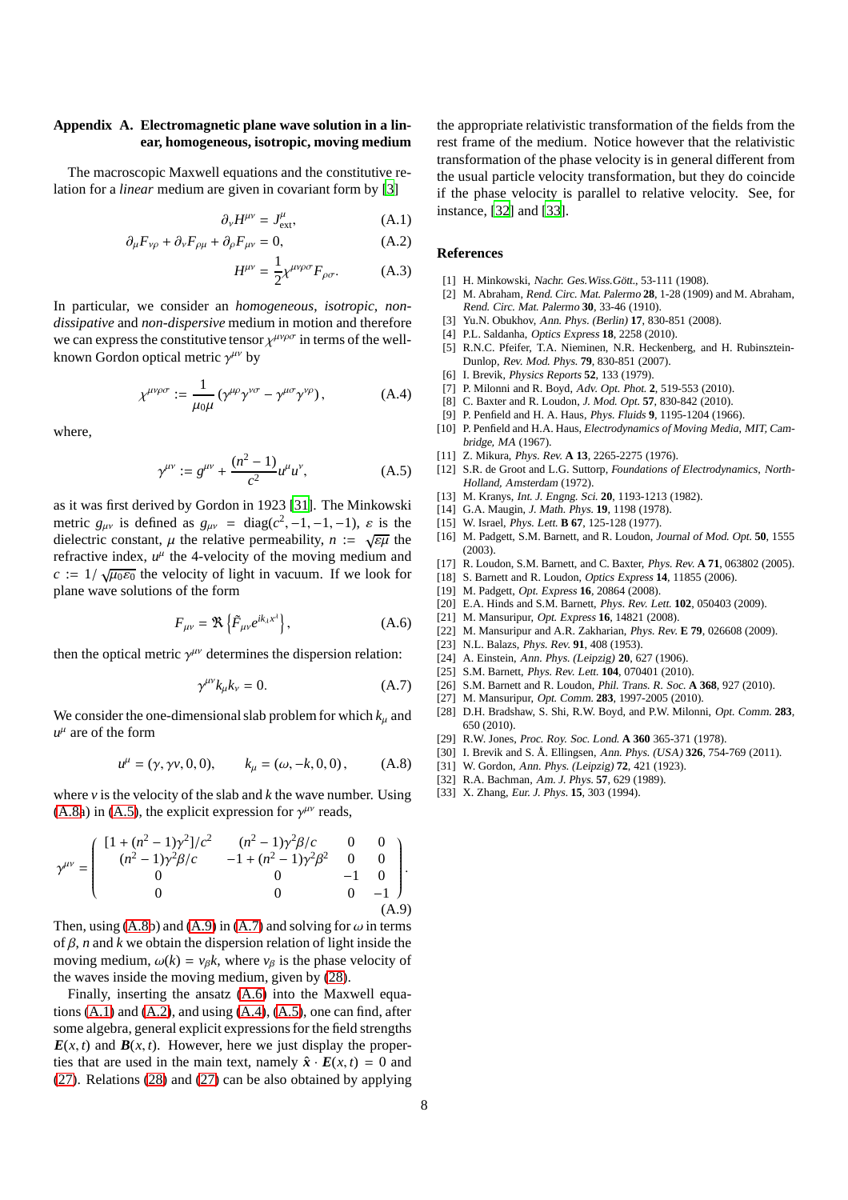## Appendix A. Electromagnetic plane wave solution in a linear, homogeneous, isotropic, moving medium

The macroscopic Maxwell equations and the constitutive relation for a *linear* medium are given in covariant form by [3]

$$\partial_\nu H^{\mu\nu} = J^\mu_{\text{ext}}, \tag{A.1}$$

$$\partial_\mu F_{\nu\rho} + \partial_\nu F_{\rho\mu} + \partial_\rho F_{\mu\nu} = 0, \tag{A.2}$$

$$H^{\mu\nu} = \frac{1}{2}\chi^{\mu\nu\rho\sigma} F_{\rho\sigma}. \tag{A.3}$$

In particular, we consider an *homogeneous*, *isotropic*, *non-dissipative* and *non-dispersive* medium in motion and therefore we can express the constitutive tensor $\chi^{\mu\nu\rho\sigma}$ in terms of the well-known Gordon optical metric $\gamma^{\mu\nu}$ by

$$\chi^{\mu\nu\rho\sigma} := \frac{1}{\mu_0\mu}\left(\gamma^{\mu\rho}\gamma^{\nu\sigma} - \gamma^{\mu\sigma}\gamma^{\nu\rho}\right), \tag{A.4}$$

where,

$$\gamma^{\mu\nu} := g^{\mu\nu} + \frac{(n^2-1)}{c^2} u^\mu u^\nu, \tag{A.5}$$

as it was first derived by Gordon in 1923 [31]. The Minkowski metric $g_{\mu\nu}$ is defined as $g_{\mu\nu} = \text{diag}(c^2, -1, -1, -1)$, $\varepsilon$ is the dielectric constant, $\mu$ the relative permeability, $n := \sqrt{\varepsilon\mu}$ the refractive index, $u^\mu$ the 4-velocity of the moving medium and $c := 1/\sqrt{\mu_0\varepsilon_0}$ the velocity of light in vacuum. If we look for plane wave solutions of the form

$$F_{\mu\nu} = \Re\left\{\tilde{F}_{\mu\nu} e^{ik_\lambda x^\lambda}\right\}, \tag{A.6}$$

then the optical metric $\gamma^{\mu\nu}$ determines the dispersion relation:

$$\gamma^{\mu\nu} k_\mu k_\nu = 0. \tag{A.7}$$

We consider the one-dimensional slab problem for which $k_\mu$ and $u^\mu$ are of the form

$$u^\mu = (\gamma, \gamma v, 0, 0), \qquad k_\mu = (\omega, -k, 0, 0), \tag{A.8}$$

where $v$ is the velocity of the slab and $k$ the wave number. Using (A.8a) in (A.5), the explicit expression for $\gamma^{\mu\nu}$ reads,

$$\gamma^{\mu\nu} = \begin{pmatrix} [1+(n^2-1)\gamma^2]/c^2 & (n^2-1)\gamma^2\beta/c & 0 & 0 \\ (n^2-1)\gamma^2\beta/c & -1+(n^2-1)\gamma^2\beta^2 & 0 & 0 \\ 0 & 0 & -1 & 0 \\ 0 & 0 & 0 & -1 \end{pmatrix}. \tag{A.9}$$

Then, using (A.8b) and (A.9) in (A.7) and solving for $\omega$ in terms of $\beta$, $n$ and $k$ we obtain the dispersion relation of light inside the moving medium, $\omega(k) = v_\beta k$, where $v_\beta$ is the phase velocity of the waves inside the moving medium, given by (28).

Finally, inserting the ansatz (A.6) into the Maxwell equations (A.1) and (A.2), and using (A.4), (A.5), one can find, after some algebra, general explicit expressions for the field strengths $\boldsymbol{E}(x,t)$ and $\boldsymbol{B}(x,t)$. However, here we just display the properties that are used in the main text, namely $\hat{\boldsymbol{x}} \cdot \boldsymbol{E}(x,t) = 0$ and (27). Relations (28) and (27) can be also obtained by applying the appropriate relativistic transformation of the fields from the rest frame of the medium. Notice however that the relativistic transformation of the phase velocity is in general different from the usual particle velocity transformation, but they do coincide if the phase velocity is parallel to relative velocity. See, for instance, [32] and [33].

## References

[1] H. Minkowski, *Nachr. Ges.Wiss.Gött.*, 53-111 (1908).
[2] M. Abraham, *Rend. Circ. Mat. Palermo* **28**, 1-28 (1909) and M. Abraham, *Rend. Circ. Mat. Palermo* **30**, 33-46 (1910).
[3] Yu.N. Obukhov, *Ann. Phys. (Berlin)* **17**, 830-851 (2008).
[4] P.L. Saldanha, *Optics Express* **18**, 2258 (2010).
[5] R.N.C. Pfeifer, T.A. Nieminen, N.R. Heckenberg, and H. Rubinsztein-Dunlop, *Rev. Mod. Phys.* **79**, 830-851 (2007).
[6] I. Brevik, *Physics Reports* **52**, 133 (1979).
[7] P. Milonni and R. Boyd, *Adv. Opt. Phot.* **2**, 519-553 (2010).
[8] C. Baxter and R. Loudon, *J. Mod. Opt.* **57**, 830-842 (2010).
[9] P. Penfield and H. A. Haus, *Phys. Fluids* **9**, 1195-1204 (1966).
[10] P. Penfield and H.A. Haus, *Electrodynamics of Moving Media, MIT, Cambridge, MA* (1967).
[11] Z. Mikura, *Phys. Rev.* **A 13**, 2265-2275 (1976).
[12] S.R. de Groot and L.G. Suttorp, *Foundations of Electrodynamics, North-Holland, Amsterdam* (1972).
[13] M. Kranys, *Int. J. Engng. Sci.* **20**, 1193-1213 (1982).
[14] G.A. Maugin, *J. Math. Phys.* **19**, 1198 (1978).
[15] W. Israel, *Phys. Lett.* **B 67**, 125-128 (1977).
[16] M. Padgett, S.M. Barnett, and R. Loudon, *Journal of Mod. Opt.* **50**, 1555 (2003).
[17] R. Loudon, S.M. Barnett, and C. Baxter, *Phys. Rev.* **A 71**, 063802 (2005).
[18] S. Barnett and R. Loudon, *Optics Express* **14**, 11855 (2006).
[19] M. Padgett, *Opt. Express* **16**, 20864 (2008).
[20] E.A. Hinds and S.M. Barnett, *Phys. Rev. Lett.* **102**, 050403 (2009).
[21] M. Mansuripur, *Opt. Express* **16**, 14821 (2008).
[22] M. Mansuripur and A.R. Zakharian, *Phys. Rev.* **E 79**, 026608 (2009).
[23] N.L. Balazs, *Phys. Rev.* **91**, 408 (1953).
[24] A. Einstein, *Ann. Phys. (Leipzig)* **20**, 627 (1906).
[25] S.M. Barnett, *Phys. Rev. Lett.* **104**, 070401 (2010).
[26] S.M. Barnett and R. Loudon, *Phil. Trans. R. Soc.* **A 368**, 927 (2010).
[27] M. Mansuripur, *Opt. Comm.* **283**, 1997-2005 (2010).
[28] D.H. Bradshaw, S. Shi, R.W. Boyd, and P.W. Milonni, *Opt. Comm.* **283**, 650 (2010).
[29] R.W. Jones, *Proc. Roy. Soc. Lond.* **A 360** 365-371 (1978).
[30] I. Brevik and S. Å. Ellingsen, *Ann. Phys. (USA)* **326**, 754-769 (2011).
[31] W. Gordon, *Ann. Phys. (Leipzig)* **72**, 421 (1923).
[32] R.A. Bachman, *Am. J. Phys.* **57**, 629 (1989).
[33] X. Zhang, *Eur. J. Phys.* **15**, 303 (1994).